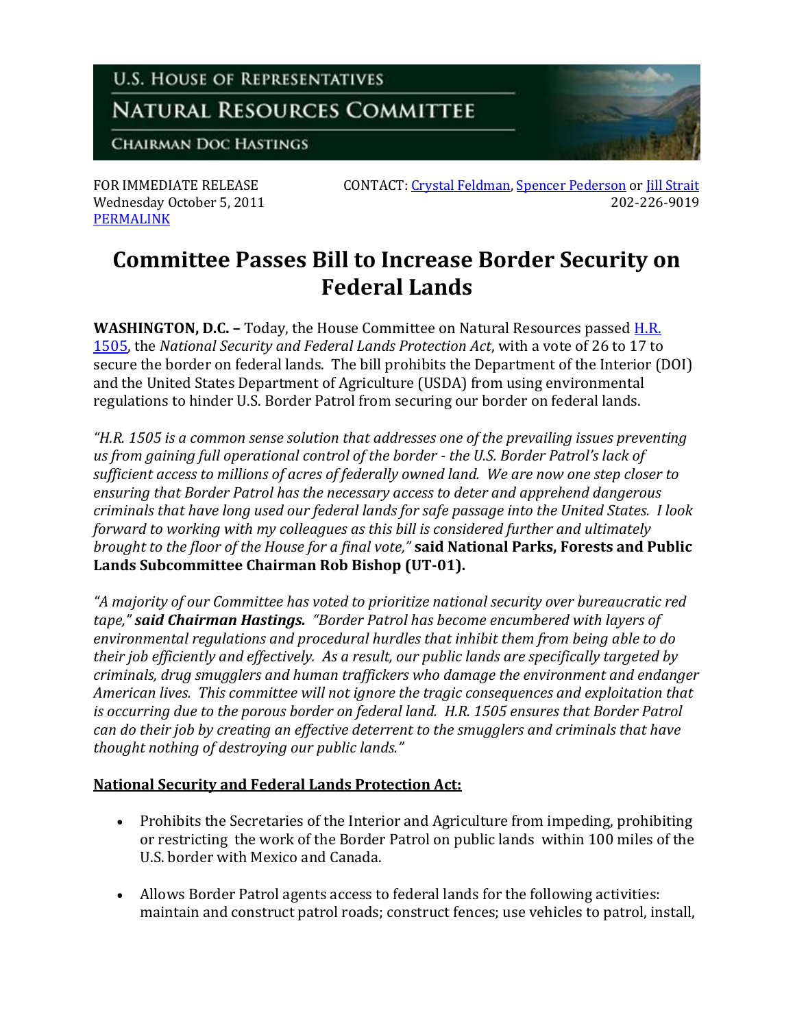U.S. HOUSE OF REPRESENTATIVES

NATURAL RESOURCES COMMITTEE

CHAIRMAN DOC HASTINGS

FOR IMMEDIATE RELEASE
Wednesday October 5, 2011
PERMALINK

CONTACT: Crystal Feldman, Spencer Pederson or Jill Strait
202-226-9019

# Committee Passes Bill to Increase Border Security on Federal Lands

**WASHINGTON, D.C. –** Today, the House Committee on Natural Resources passed H.R. 1505, the *National Security and Federal Lands Protection Act*, with a vote of 26 to 17 to secure the border on federal lands. The bill prohibits the Department of the Interior (DOI) and the United States Department of Agriculture (USDA) from using environmental regulations to hinder U.S. Border Patrol from securing our border on federal lands.

*"H.R. 1505 is a common sense solution that addresses one of the prevailing issues preventing us from gaining full operational control of the border - the U.S. Border Patrol's lack of sufficient access to millions of acres of federally owned land. We are now one step closer to ensuring that Border Patrol has the necessary access to deter and apprehend dangerous criminals that have long used our federal lands for safe passage into the United States. I look forward to working with my colleagues as this bill is considered further and ultimately brought to the floor of the House for a final vote,"* **said National Parks, Forests and Public Lands Subcommittee Chairman Rob Bishop (UT-01).**

*"A majority of our Committee has voted to prioritize national security over bureaucratic red tape,"* ***said Chairman Hastings.*** *"Border Patrol has become encumbered with layers of environmental regulations and procedural hurdles that inhibit them from being able to do their job efficiently and effectively. As a result, our public lands are specifically targeted by criminals, drug smugglers and human traffickers who damage the environment and endanger American lives. This committee will not ignore the tragic consequences and exploitation that is occurring due to the porous border on federal land. H.R. 1505 ensures that Border Patrol can do their job by creating an effective deterrent to the smugglers and criminals that have thought nothing of destroying our public lands."*

**National Security and Federal Lands Protection Act:**

- Prohibits the Secretaries of the Interior and Agriculture from impeding, prohibiting or restricting the work of the Border Patrol on public lands within 100 miles of the U.S. border with Mexico and Canada.
- Allows Border Patrol agents access to federal lands for the following activities: maintain and construct patrol roads; construct fences; use vehicles to patrol, install,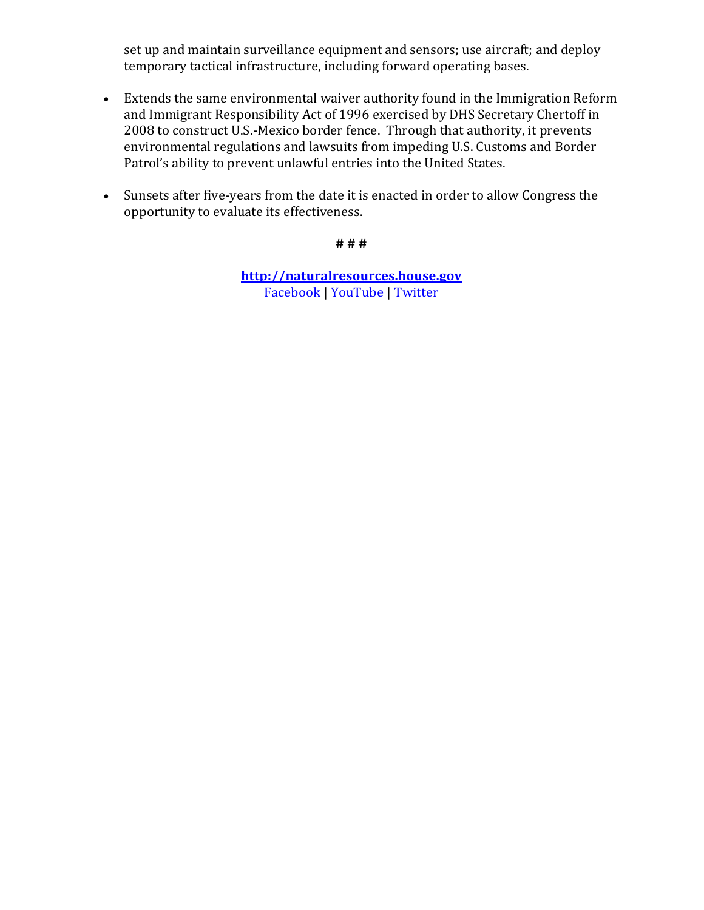set up and maintain surveillance equipment and sensors; use aircraft; and deploy temporary tactical infrastructure, including forward operating bases.

- Extends the same environmental waiver authority found in the Immigration Reform and Immigrant Responsibility Act of 1996 exercised by DHS Secretary Chertoff in 2008 to construct U.S.-Mexico border fence. Through that authority, it prevents environmental regulations and lawsuits from impeding U.S. Customs and Border Patrol's ability to prevent unlawful entries into the United States.

- Sunsets after five-years from the date it is enacted in order to allow Congress the opportunity to evaluate its effectiveness.

# # #

**http://naturalresources.house.gov**
Facebook | YouTube | Twitter